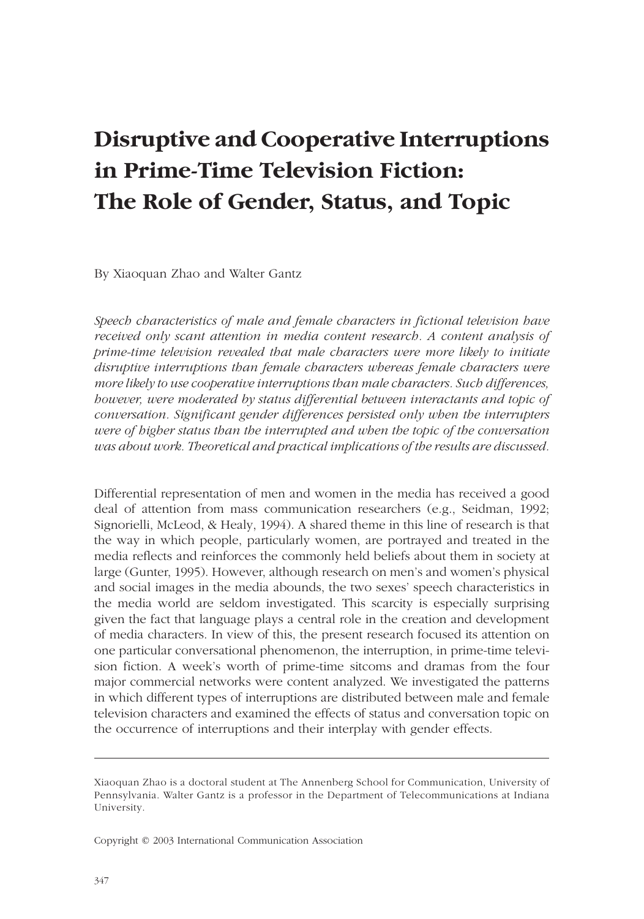# Disruptive and Cooperative Interruptions in Prime-Time Television Fiction: The Role of Gender, Status, and Topic

By Xiaoquan Zhao and Walter Gantz

*Speech characteristics of male and female characters in fictional television have received only scant attention in media content research. A content analysis of prime-time television revealed that male characters were more likely to initiate disruptive interruptions than female characters whereas female characters were more likely to use cooperative interruptions than male characters. Such differences, however, were moderated by status differential between interactants and topic of conversation. Significant gender differences persisted only when the interrupters were of higher status than the interrupted and when the topic of the conversation was about work. Theoretical and practical implications of the results are discussed.*

Differential representation of men and women in the media has received a good deal of attention from mass communication researchers (e.g., Seidman, 1992; Signorielli, McLeod, & Healy, 1994). A shared theme in this line of research is that the way in which people, particularly women, are portrayed and treated in the media reflects and reinforces the commonly held beliefs about them in society at large (Gunter, 1995). However, although research on men's and women's physical and social images in the media abounds, the two sexes' speech characteristics in the media world are seldom investigated. This scarcity is especially surprising given the fact that language plays a central role in the creation and development of media characters. In view of this, the present research focused its attention on one particular conversational phenomenon, the interruption, in prime-time television fiction. A week's worth of prime-time sitcoms and dramas from the four major commercial networks were content analyzed. We investigated the patterns in which different types of interruptions are distributed between male and female television characters and examined the effects of status and conversation topic on the occurrence of interruptions and their interplay with gender effects.

---

Xiaoquan Zhao is a doctoral student at The Annenberg School for Communication, University of Pennsylvania. Walter Gantz is a professor in the Department of Telecommunications at Indiana University.

Copyright © 2003 International Communication Association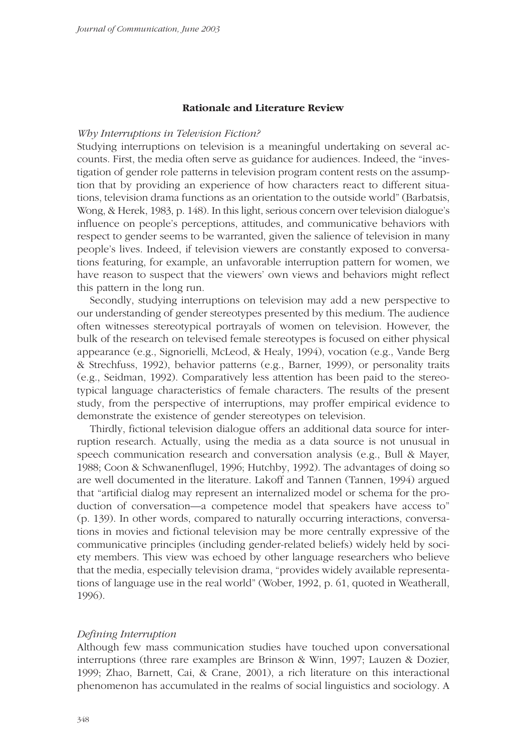## Rationale and Literature Review

### *Why Interruptions in Television Fiction?*

Studying interruptions on television is a meaningful undertaking on several accounts. First, the media often serve as guidance for audiences. Indeed, the "investigation of gender role patterns in television program content rests on the assumption that by providing an experience of how characters react to different situations, television drama functions as an orientation to the outside world" (Barbatsis, Wong, & Herek, 1983, p. 148). In this light, serious concern over television dialogue's influence on people's perceptions, attitudes, and communicative behaviors with respect to gender seems to be warranted, given the salience of television in many people's lives. Indeed, if television viewers are constantly exposed to conversations featuring, for example, an unfavorable interruption pattern for women, we have reason to suspect that the viewers' own views and behaviors might reflect this pattern in the long run.

Secondly, studying interruptions on television may add a new perspective to our understanding of gender stereotypes presented by this medium. The audience often witnesses stereotypical portrayals of women on television. However, the bulk of the research on televised female stereotypes is focused on either physical appearance (e.g., Signorielli, McLeod, & Healy, 1994), vocation (e.g., Vande Berg & Strechfuss, 1992), behavior patterns (e.g., Barner, 1999), or personality traits (e.g., Seidman, 1992). Comparatively less attention has been paid to the stereotypical language characteristics of female characters. The results of the present study, from the perspective of interruptions, may proffer empirical evidence to demonstrate the existence of gender stereotypes on television.

Thirdly, fictional television dialogue offers an additional data source for interruption research. Actually, using the media as a data source is not unusual in speech communication research and conversation analysis (e.g., Bull & Mayer, 1988; Coon & Schwanenflugel, 1996; Hutchby, 1992). The advantages of doing so are well documented in the literature. Lakoff and Tannen (Tannen, 1994) argued that "artificial dialog may represent an internalized model or schema for the production of conversation—a competence model that speakers have access to" (p. 139). In other words, compared to naturally occurring interactions, conversations in movies and fictional television may be more centrally expressive of the communicative principles (including gender-related beliefs) widely held by society members. This view was echoed by other language researchers who believe that the media, especially television drama, "provides widely available representations of language use in the real world" (Wober, 1992, p. 61, quoted in Weatherall, 1996).

### *Defining Interruption*

Although few mass communication studies have touched upon conversational interruptions (three rare examples are Brinson & Winn, 1997; Lauzen & Dozier, 1999; Zhao, Barnett, Cai, & Crane, 2001), a rich literature on this interactional phenomenon has accumulated in the realms of social linguistics and sociology. A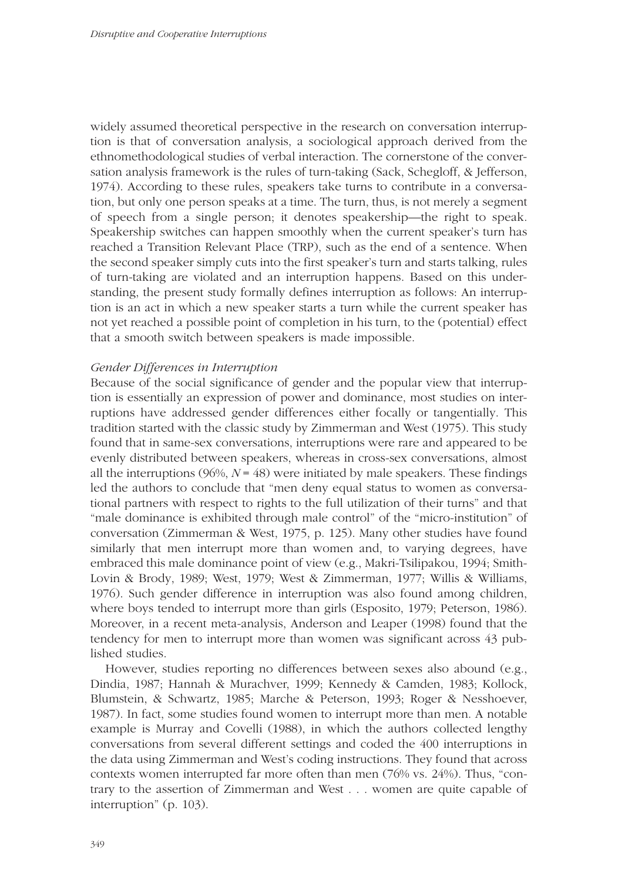widely assumed theoretical perspective in the research on conversation interruption is that of conversation analysis, a sociological approach derived from the ethnomethodological studies of verbal interaction. The cornerstone of the conversation analysis framework is the rules of turn-taking (Sack, Schegloff, & Jefferson, 1974). According to these rules, speakers take turns to contribute in a conversation, but only one person speaks at a time. The turn, thus, is not merely a segment of speech from a single person; it denotes speakership—the right to speak. Speakership switches can happen smoothly when the current speaker's turn has reached a Transition Relevant Place (TRP), such as the end of a sentence. When the second speaker simply cuts into the first speaker's turn and starts talking, rules of turn-taking are violated and an interruption happens. Based on this understanding, the present study formally defines interruption as follows: An interruption is an act in which a new speaker starts a turn while the current speaker has not yet reached a possible point of completion in his turn, to the (potential) effect that a smooth switch between speakers is made impossible.

### *Gender Differences in Interruption*

Because of the social significance of gender and the popular view that interruption is essentially an expression of power and dominance, most studies on interruptions have addressed gender differences either focally or tangentially. This tradition started with the classic study by Zimmerman and West (1975). This study found that in same-sex conversations, interruptions were rare and appeared to be evenly distributed between speakers, whereas in cross-sex conversations, almost all the interruptions (96%, $N = 48$) were initiated by male speakers. These findings led the authors to conclude that "men deny equal status to women as conversational partners with respect to rights to the full utilization of their turns" and that "male dominance is exhibited through male control" of the "micro-institution" of conversation (Zimmerman & West, 1975, p. 125). Many other studies have found similarly that men interrupt more than women and, to varying degrees, have embraced this male dominance point of view (e.g., Makri-Tsilipakou, 1994; Smith-Lovin & Brody, 1989; West, 1979; West & Zimmerman, 1977; Willis & Williams, 1976). Such gender difference in interruption was also found among children, where boys tended to interrupt more than girls (Esposito, 1979; Peterson, 1986). Moreover, in a recent meta-analysis, Anderson and Leaper (1998) found that the tendency for men to interrupt more than women was significant across 43 published studies.

However, studies reporting no differences between sexes also abound (e.g., Dindia, 1987; Hannah & Murachver, 1999; Kennedy & Camden, 1983; Kollock, Blumstein, & Schwartz, 1985; Marche & Peterson, 1993; Roger & Nesshoever, 1987). In fact, some studies found women to interrupt more than men. A notable example is Murray and Covelli (1988), in which the authors collected lengthy conversations from several different settings and coded the 400 interruptions in the data using Zimmerman and West's coding instructions. They found that across contexts women interrupted far more often than men (76% vs. 24%). Thus, "contrary to the assertion of Zimmerman and West . . . women are quite capable of interruption" (p. 103).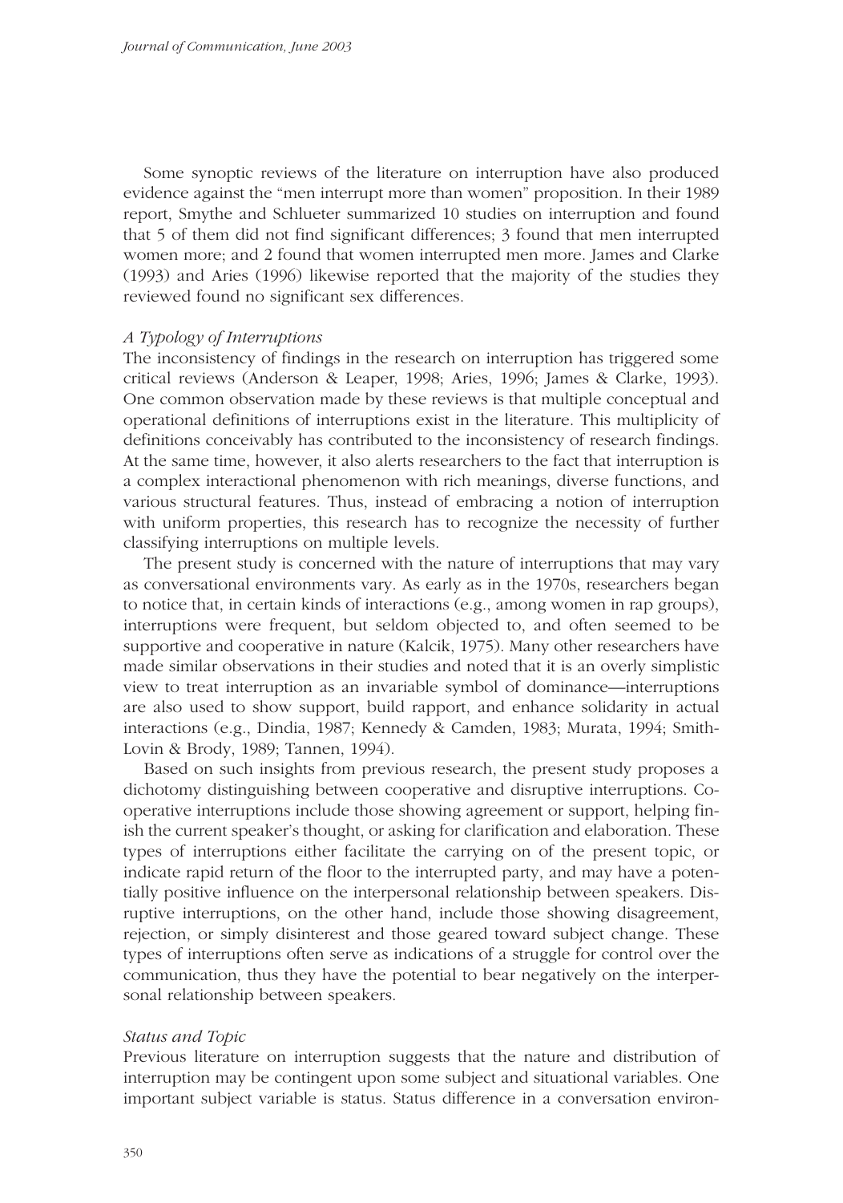Some synoptic reviews of the literature on interruption have also produced evidence against the "men interrupt more than women" proposition. In their 1989 report, Smythe and Schlueter summarized 10 studies on interruption and found that 5 of them did not find significant differences; 3 found that men interrupted women more; and 2 found that women interrupted men more. James and Clarke (1993) and Aries (1996) likewise reported that the majority of the studies they reviewed found no significant sex differences.

### *A Typology of Interruptions*

The inconsistency of findings in the research on interruption has triggered some critical reviews (Anderson & Leaper, 1998; Aries, 1996; James & Clarke, 1993). One common observation made by these reviews is that multiple conceptual and operational definitions of interruptions exist in the literature. This multiplicity of definitions conceivably has contributed to the inconsistency of research findings. At the same time, however, it also alerts researchers to the fact that interruption is a complex interactional phenomenon with rich meanings, diverse functions, and various structural features. Thus, instead of embracing a notion of interruption with uniform properties, this research has to recognize the necessity of further classifying interruptions on multiple levels.

The present study is concerned with the nature of interruptions that may vary as conversational environments vary. As early as in the 1970s, researchers began to notice that, in certain kinds of interactions (e.g., among women in rap groups), interruptions were frequent, but seldom objected to, and often seemed to be supportive and cooperative in nature (Kalcik, 1975). Many other researchers have made similar observations in their studies and noted that it is an overly simplistic view to treat interruption as an invariable symbol of dominance—interruptions are also used to show support, build rapport, and enhance solidarity in actual interactions (e.g., Dindia, 1987; Kennedy & Camden, 1983; Murata, 1994; Smith-Lovin & Brody, 1989; Tannen, 1994).

Based on such insights from previous research, the present study proposes a dichotomy distinguishing between cooperative and disruptive interruptions. Cooperative interruptions include those showing agreement or support, helping finish the current speaker's thought, or asking for clarification and elaboration. These types of interruptions either facilitate the carrying on of the present topic, or indicate rapid return of the floor to the interrupted party, and may have a potentially positive influence on the interpersonal relationship between speakers. Disruptive interruptions, on the other hand, include those showing disagreement, rejection, or simply disinterest and those geared toward subject change. These types of interruptions often serve as indications of a struggle for control over the communication, thus they have the potential to bear negatively on the interpersonal relationship between speakers.

### *Status and Topic*

Previous literature on interruption suggests that the nature and distribution of interruption may be contingent upon some subject and situational variables. One important subject variable is status. Status difference in a conversation environ-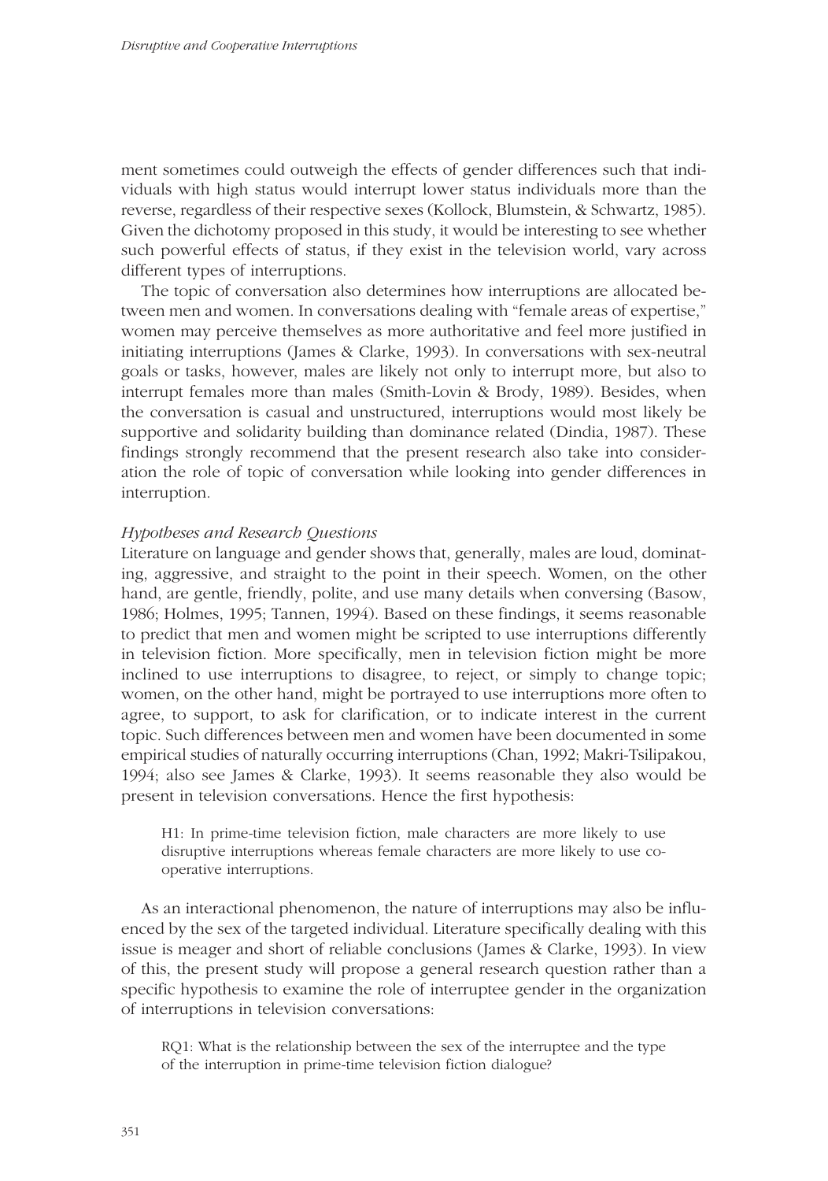ment sometimes could outweigh the effects of gender differences such that individuals with high status would interrupt lower status individuals more than the reverse, regardless of their respective sexes (Kollock, Blumstein, & Schwartz, 1985). Given the dichotomy proposed in this study, it would be interesting to see whether such powerful effects of status, if they exist in the television world, vary across different types of interruptions.

The topic of conversation also determines how interruptions are allocated between men and women. In conversations dealing with "female areas of expertise," women may perceive themselves as more authoritative and feel more justified in initiating interruptions (James & Clarke, 1993). In conversations with sex-neutral goals or tasks, however, males are likely not only to interrupt more, but also to interrupt females more than males (Smith-Lovin & Brody, 1989). Besides, when the conversation is casual and unstructured, interruptions would most likely be supportive and solidarity building than dominance related (Dindia, 1987). These findings strongly recommend that the present research also take into consideration the role of topic of conversation while looking into gender differences in interruption.

*Hypotheses and Research Questions*

Literature on language and gender shows that, generally, males are loud, dominating, aggressive, and straight to the point in their speech. Women, on the other hand, are gentle, friendly, polite, and use many details when conversing (Basow, 1986; Holmes, 1995; Tannen, 1994). Based on these findings, it seems reasonable to predict that men and women might be scripted to use interruptions differently in television fiction. More specifically, men in television fiction might be more inclined to use interruptions to disagree, to reject, or simply to change topic; women, on the other hand, might be portrayed to use interruptions more often to agree, to support, to ask for clarification, or to indicate interest in the current topic. Such differences between men and women have been documented in some empirical studies of naturally occurring interruptions (Chan, 1992; Makri-Tsilipakou, 1994; also see James & Clarke, 1993). It seems reasonable they also would be present in television conversations. Hence the first hypothesis:

> H1: In prime-time television fiction, male characters are more likely to use disruptive interruptions whereas female characters are more likely to use cooperative interruptions.

As an interactional phenomenon, the nature of interruptions may also be influenced by the sex of the targeted individual. Literature specifically dealing with this issue is meager and short of reliable conclusions (James & Clarke, 1993). In view of this, the present study will propose a general research question rather than a specific hypothesis to examine the role of interruptee gender in the organization of interruptions in television conversations:

> RQ1: What is the relationship between the sex of the interruptee and the type of the interruption in prime-time television fiction dialogue?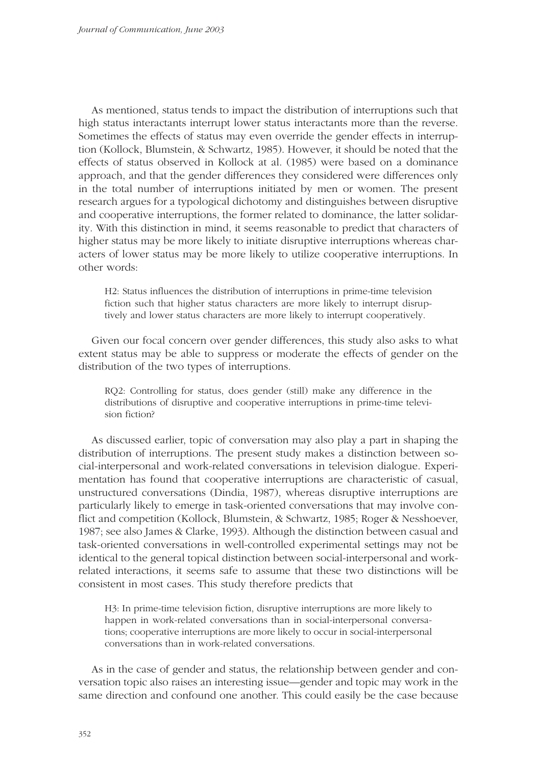As mentioned, status tends to impact the distribution of interruptions such that high status interactants interrupt lower status interactants more than the reverse. Sometimes the effects of status may even override the gender effects in interruption (Kollock, Blumstein, & Schwartz, 1985). However, it should be noted that the effects of status observed in Kollock at al. (1985) were based on a dominance approach, and that the gender differences they considered were differences only in the total number of interruptions initiated by men or women. The present research argues for a typological dichotomy and distinguishes between disruptive and cooperative interruptions, the former related to dominance, the latter solidarity. With this distinction in mind, it seems reasonable to predict that characters of higher status may be more likely to initiate disruptive interruptions whereas characters of lower status may be more likely to utilize cooperative interruptions. In other words:

> H2: Status influences the distribution of interruptions in prime-time television fiction such that higher status characters are more likely to interrupt disruptively and lower status characters are more likely to interrupt cooperatively.

Given our focal concern over gender differences, this study also asks to what extent status may be able to suppress or moderate the effects of gender on the distribution of the two types of interruptions.

> RQ2: Controlling for status, does gender (still) make any difference in the distributions of disruptive and cooperative interruptions in prime-time television fiction?

As discussed earlier, topic of conversation may also play a part in shaping the distribution of interruptions. The present study makes a distinction between social-interpersonal and work-related conversations in television dialogue. Experimentation has found that cooperative interruptions are characteristic of casual, unstructured conversations (Dindia, 1987), whereas disruptive interruptions are particularly likely to emerge in task-oriented conversations that may involve conflict and competition (Kollock, Blumstein, & Schwartz, 1985; Roger & Nesshoever, 1987; see also James & Clarke, 1993). Although the distinction between casual and task-oriented conversations in well-controlled experimental settings may not be identical to the general topical distinction between social-interpersonal and work-related interactions, it seems safe to assume that these two distinctions will be consistent in most cases. This study therefore predicts that

> H3: In prime-time television fiction, disruptive interruptions are more likely to happen in work-related conversations than in social-interpersonal conversations; cooperative interruptions are more likely to occur in social-interpersonal conversations than in work-related conversations.

As in the case of gender and status, the relationship between gender and conversation topic also raises an interesting issue—gender and topic may work in the same direction and confound one another. This could easily be the case because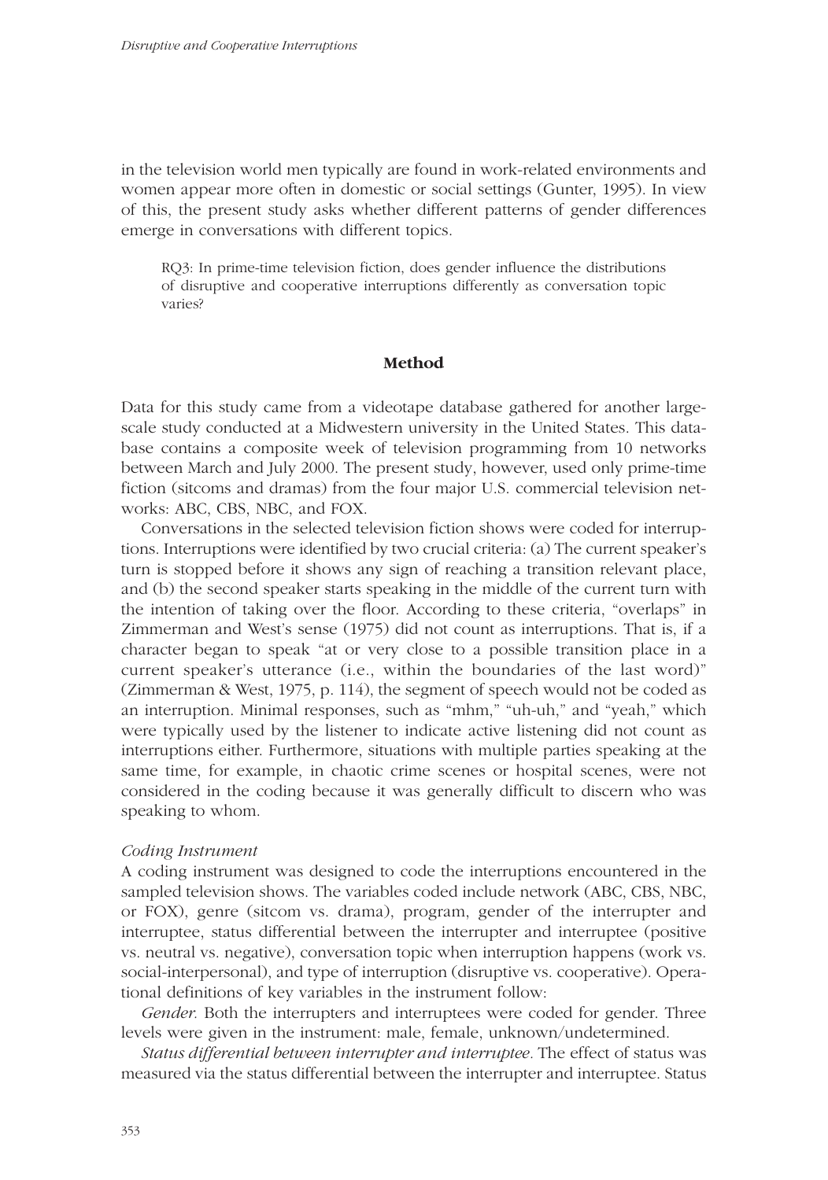in the television world men typically are found in work-related environments and women appear more often in domestic or social settings (Gunter, 1995). In view of this, the present study asks whether different patterns of gender differences emerge in conversations with different topics.

> RQ3: In prime-time television fiction, does gender influence the distributions of disruptive and cooperative interruptions differently as conversation topic varies?

## Method

Data for this study came from a videotape database gathered for another large-scale study conducted at a Midwestern university in the United States. This database contains a composite week of television programming from 10 networks between March and July 2000. The present study, however, used only prime-time fiction (sitcoms and dramas) from the four major U.S. commercial television networks: ABC, CBS, NBC, and FOX.

Conversations in the selected television fiction shows were coded for interruptions. Interruptions were identified by two crucial criteria: (a) The current speaker's turn is stopped before it shows any sign of reaching a transition relevant place, and (b) the second speaker starts speaking in the middle of the current turn with the intention of taking over the floor. According to these criteria, "overlaps" in Zimmerman and West's sense (1975) did not count as interruptions. That is, if a character began to speak "at or very close to a possible transition place in a current speaker's utterance (i.e., within the boundaries of the last word)" (Zimmerman & West, 1975, p. 114), the segment of speech would not be coded as an interruption. Minimal responses, such as "mhm," "uh-uh," and "yeah," which were typically used by the listener to indicate active listening did not count as interruptions either. Furthermore, situations with multiple parties speaking at the same time, for example, in chaotic crime scenes or hospital scenes, were not considered in the coding because it was generally difficult to discern who was speaking to whom.

### *Coding Instrument*

A coding instrument was designed to code the interruptions encountered in the sampled television shows. The variables coded include network (ABC, CBS, NBC, or FOX), genre (sitcom vs. drama), program, gender of the interrupter and interruptee, status differential between the interrupter and interruptee (positive vs. neutral vs. negative), conversation topic when interruption happens (work vs. social-interpersonal), and type of interruption (disruptive vs. cooperative). Operational definitions of key variables in the instrument follow:

*Gender.* Both the interrupters and interruptees were coded for gender. Three levels were given in the instrument: male, female, unknown/undetermined.

*Status differential between interrupter and interruptee.* The effect of status was measured via the status differential between the interrupter and interruptee. Status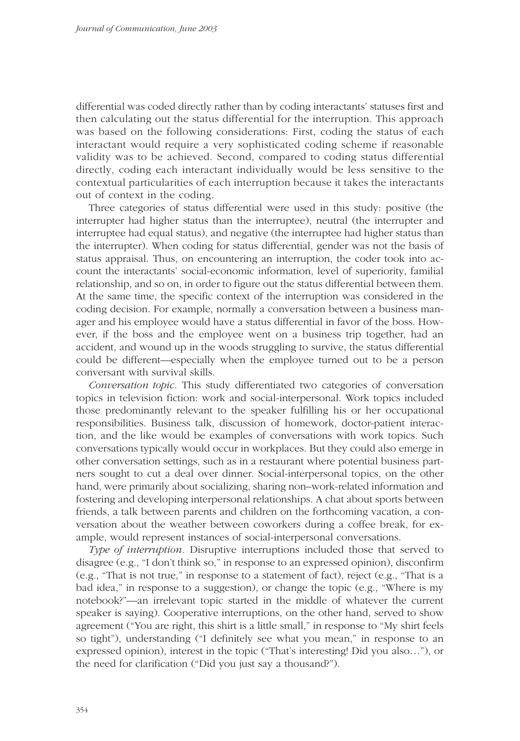differential was coded directly rather than by coding interactants' statuses first and then calculating out the status differential for the interruption. This approach was based on the following considerations: First, coding the status of each interactant would require a very sophisticated coding scheme if reasonable validity was to be achieved. Second, compared to coding status differential directly, coding each interactant individually would be less sensitive to the contextual particularities of each interruption because it takes the interactants out of context in the coding.

Three categories of status differential were used in this study: positive (the interrupter had higher status than the interruptee), neutral (the interrupter and interruptee had equal status), and negative (the interruptee had higher status than the interrupter). When coding for status differential, gender was not the basis of status appraisal. Thus, on encountering an interruption, the coder took into account the interactants' social-economic information, level of superiority, familial relationship, and so on, in order to figure out the status differential between them. At the same time, the specific context of the interruption was considered in the coding decision. For example, normally a conversation between a business manager and his employee would have a status differential in favor of the boss. However, if the boss and the employee went on a business trip together, had an accident, and wound up in the woods struggling to survive, the status differential could be different—especially when the employee turned out to be a person conversant with survival skills.

*Conversation topic.* This study differentiated two categories of conversation topics in television fiction: work and social-interpersonal. Work topics included those predominantly relevant to the speaker fulfilling his or her occupational responsibilities. Business talk, discussion of homework, doctor-patient interaction, and the like would be examples of conversations with work topics. Such conversations typically would occur in workplaces. But they could also emerge in other conversation settings, such as in a restaurant where potential business partners sought to cut a deal over dinner. Social-interpersonal topics, on the other hand, were primarily about socializing, sharing non–work-related information and fostering and developing interpersonal relationships. A chat about sports between friends, a talk between parents and children on the forthcoming vacation, a conversation about the weather between coworkers during a coffee break, for example, would represent instances of social-interpersonal conversations.

*Type of interruption.* Disruptive interruptions included those that served to disagree (e.g., "I don't think so," in response to an expressed opinion), disconfirm (e.g., "That is not true," in response to a statement of fact), reject (e.g., "That is a bad idea," in response to a suggestion), or change the topic (e.g., "Where is my notebook?"—an irrelevant topic started in the middle of whatever the current speaker is saying). Cooperative interruptions, on the other hand, served to show agreement ("You are right, this shirt is a little small," in response to "My shirt feels so tight"), understanding ("I definitely see what you mean," in response to an expressed opinion), interest in the topic ("That's interesting! Did you also…"), or the need for clarification ("Did you just say a thousand?").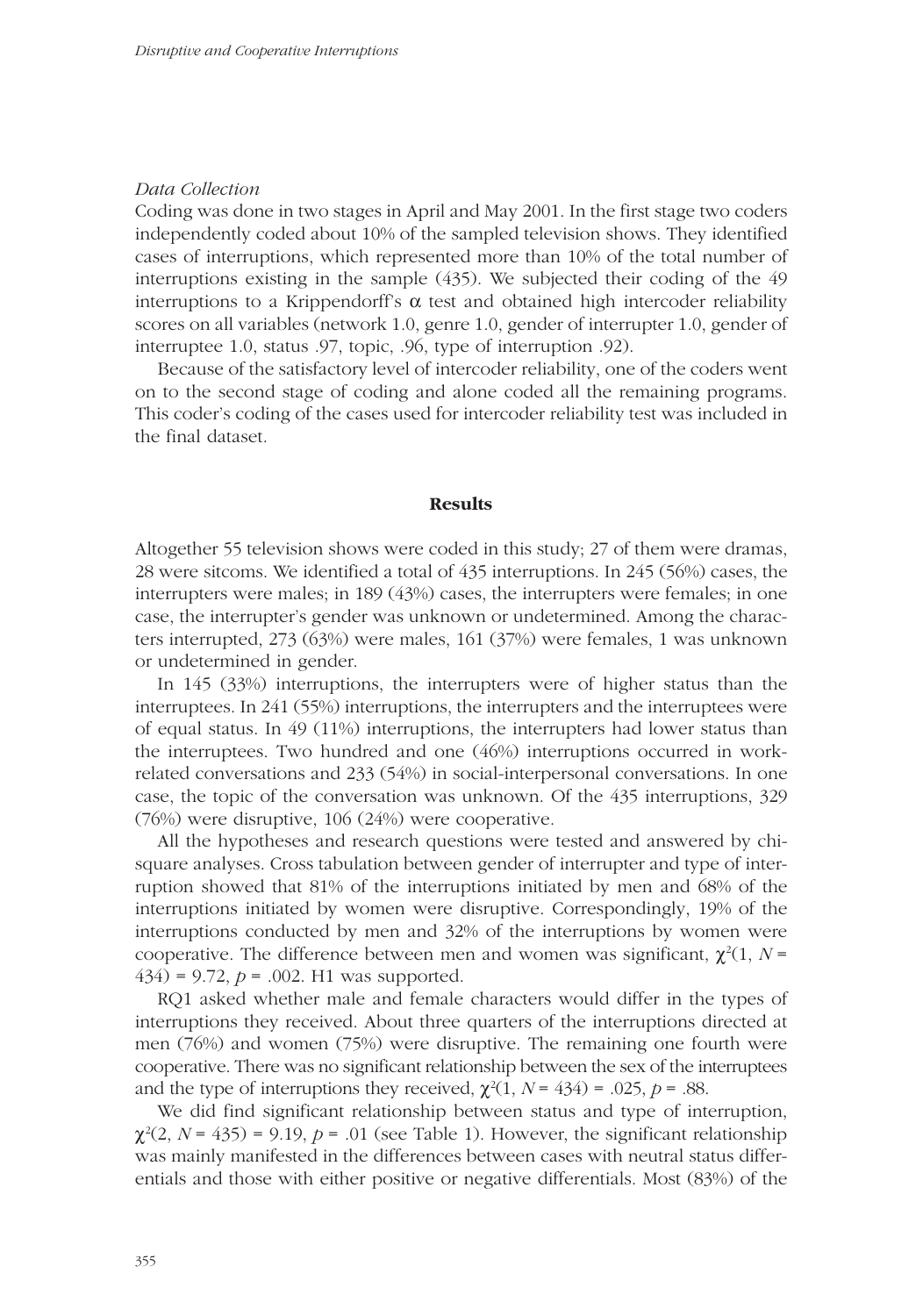*Data Collection*

Coding was done in two stages in April and May 2001. In the first stage two coders independently coded about 10% of the sampled television shows. They identified cases of interruptions, which represented more than 10% of the total number of interruptions existing in the sample (435). We subjected their coding of the 49 interruptions to a Krippendorff's $\alpha$ test and obtained high intercoder reliability scores on all variables (network 1.0, genre 1.0, gender of interrupter 1.0, gender of interruptee 1.0, status .97, topic, .96, type of interruption .92).

Because of the satisfactory level of intercoder reliability, one of the coders went on to the second stage of coding and alone coded all the remaining programs. This coder's coding of the cases used for intercoder reliability test was included in the final dataset.

## Results

Altogether 55 television shows were coded in this study; 27 of them were dramas, 28 were sitcoms. We identified a total of 435 interruptions. In 245 (56%) cases, the interrupters were males; in 189 (43%) cases, the interrupters were females; in one case, the interrupter's gender was unknown or undetermined. Among the characters interrupted, 273 (63%) were males, 161 (37%) were females, 1 was unknown or undetermined in gender.

In 145 (33%) interruptions, the interrupters were of higher status than the interruptees. In 241 (55%) interruptions, the interrupters and the interruptees were of equal status. In 49 (11%) interruptions, the interrupters had lower status than the interruptees. Two hundred and one (46%) interruptions occurred in work-related conversations and 233 (54%) in social-interpersonal conversations. In one case, the topic of the conversation was unknown. Of the 435 interruptions, 329 (76%) were disruptive, 106 (24%) were cooperative.

All the hypotheses and research questions were tested and answered by chi-square analyses. Cross tabulation between gender of interrupter and type of interruption showed that 81% of the interruptions initiated by men and 68% of the interruptions initiated by women were disruptive. Correspondingly, 19% of the interruptions conducted by men and 32% of the interruptions by women were cooperative. The difference between men and women was significant, $\chi^2(1, N = 434) = 9.72$, $p = .002$. H1 was supported.

RQ1 asked whether male and female characters would differ in the types of interruptions they received. About three quarters of the interruptions directed at men (76%) and women (75%) were disruptive. The remaining one fourth were cooperative. There was no significant relationship between the sex of the interruptees and the type of interruptions they received, $\chi^2(1, N = 434) = .025$, $p = .88$.

We did find significant relationship between status and type of interruption, $\chi^2(2, N = 435) = 9.19$, $p = .01$ (see Table 1). However, the significant relationship was mainly manifested in the differences between cases with neutral status differentials and those with either positive or negative differentials. Most (83%) of the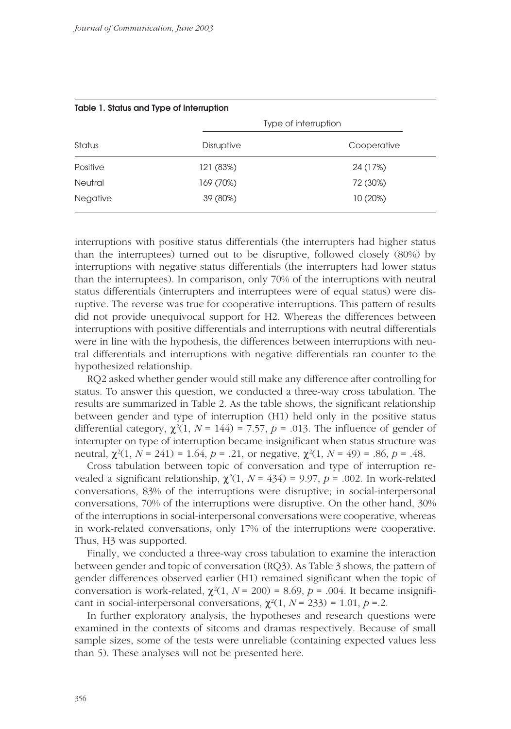**Table 1. Status and Type of Interruption**

| Status | Type of interruption | |
|---|---|---|
| | Disruptive | Cooperative |
| Positive | 121 (83%) | 24 (17%) |
| Neutral | 169 (70%) | 72 (30%) |
| Negative | 39 (80%) | 10 (20%) |

interruptions with positive status differentials (the interrupters had higher status than the interruptees) turned out to be disruptive, followed closely (80%) by interruptions with negative status differentials (the interrupters had lower status than the interruptees). In comparison, only 70% of the interruptions with neutral status differentials (interrupters and interruptees were of equal status) were disruptive. The reverse was true for cooperative interruptions. This pattern of results did not provide unequivocal support for H2. Whereas the differences between interruptions with positive differentials and interruptions with neutral differentials were in line with the hypothesis, the differences between interruptions with neutral differentials and interruptions with negative differentials ran counter to the hypothesized relationship.

RQ2 asked whether gender would still make any difference after controlling for status. To answer this question, we conducted a three-way cross tabulation. The results are summarized in Table 2. As the table shows, the significant relationship between gender and type of interruption (H1) held only in the positive status differential category, $\chi^2(1, N = 144) = 7.57$, $p = .013$. The influence of gender of interrupter on type of interruption became insignificant when status structure was neutral, $\chi^2(1, N = 241) = 1.64$, $p = .21$, or negative, $\chi^2(1, N = 49) = .86$, $p = .48$.

Cross tabulation between topic of conversation and type of interruption revealed a significant relationship, $\chi^2(1, N = 434) = 9.97$, $p = .002$. In work-related conversations, 83% of the interruptions were disruptive; in social-interpersonal conversations, 70% of the interruptions were disruptive. On the other hand, 30% of the interruptions in social-interpersonal conversations were cooperative, whereas in work-related conversations, only 17% of the interruptions were cooperative. Thus, H3 was supported.

Finally, we conducted a three-way cross tabulation to examine the interaction between gender and topic of conversation (RQ3). As Table 3 shows, the pattern of gender differences observed earlier (H1) remained significant when the topic of conversation is work-related, $\chi^2(1, N = 200) = 8.69$, $p = .004$. It became insignificant in social-interpersonal conversations, $\chi^2(1, N = 233) = 1.01$, $p = .2$.

In further exploratory analysis, the hypotheses and research questions were examined in the contexts of sitcoms and dramas respectively. Because of small sample sizes, some of the tests were unreliable (containing expected values less than 5). These analyses will not be presented here.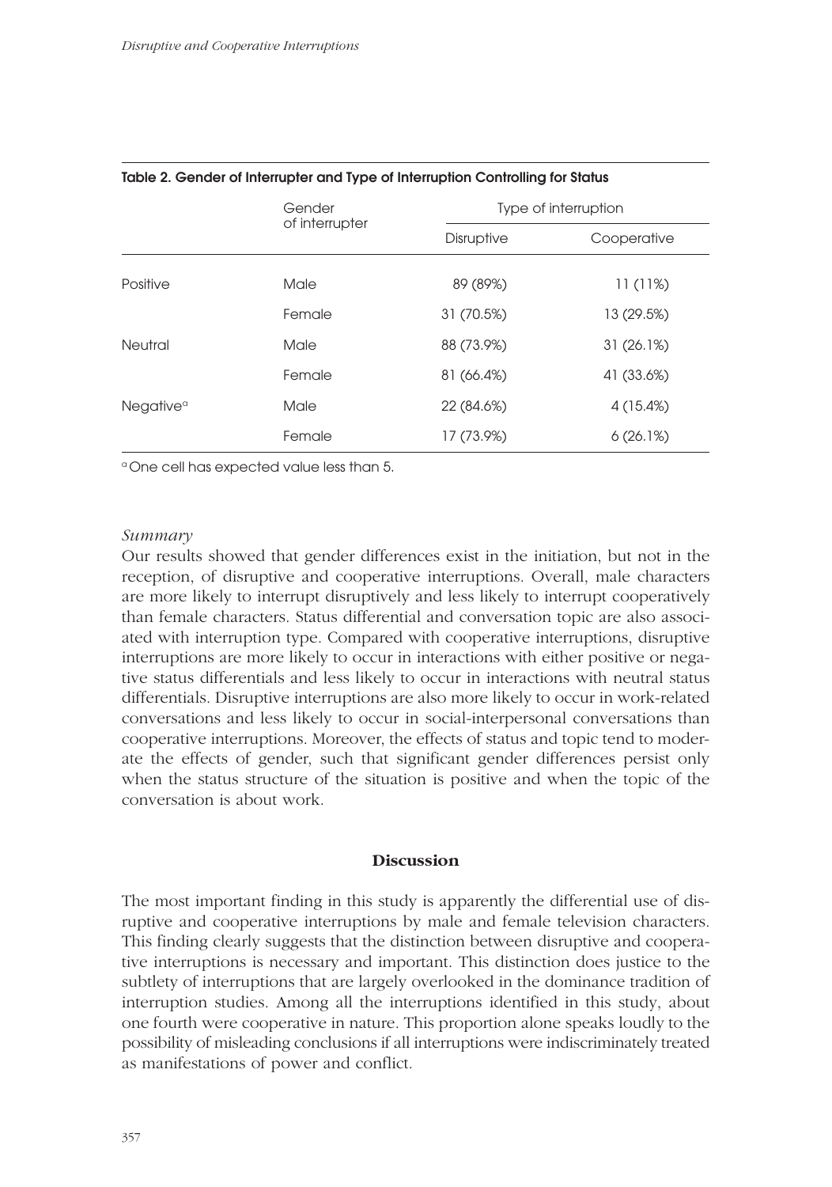**Table 2. Gender of Interrupter and Type of Interruption Controlling for Status**

| | Gender of interrupter | Type of interruption | |
|---|---|---|---|
| | | Disruptive | Cooperative |
| Positive | Male | 89 (89%) | 11 (11%) |
| | Female | 31 (70.5%) | 13 (29.5%) |
| Neutral | Male | 88 (73.9%) | 31 (26.1%) |
| | Female | 81 (66.4%) | 41 (33.6%) |
| Negative[a] | Male | 22 (84.6%) | 4 (15.4%) |
| | Female | 17 (73.9%) | 6 (26.1%) |

[a] One cell has expected value less than 5.

*Summary*

Our results showed that gender differences exist in the initiation, but not in the reception, of disruptive and cooperative interruptions. Overall, male characters are more likely to interrupt disruptively and less likely to interrupt cooperatively than female characters. Status differential and conversation topic are also associated with interruption type. Compared with cooperative interruptions, disruptive interruptions are more likely to occur in interactions with either positive or negative status differentials and less likely to occur in interactions with neutral status differentials. Disruptive interruptions are also more likely to occur in work-related conversations and less likely to occur in social-interpersonal conversations than cooperative interruptions. Moreover, the effects of status and topic tend to moderate the effects of gender, such that significant gender differences persist only when the status structure of the situation is positive and when the topic of the conversation is about work.

## Discussion

The most important finding in this study is apparently the differential use of disruptive and cooperative interruptions by male and female television characters. This finding clearly suggests that the distinction between disruptive and cooperative interruptions is necessary and important. This distinction does justice to the subtlety of interruptions that are largely overlooked in the dominance tradition of interruption studies. Among all the interruptions identified in this study, about one fourth were cooperative in nature. This proportion alone speaks loudly to the possibility of misleading conclusions if all interruptions were indiscriminately treated as manifestations of power and conflict.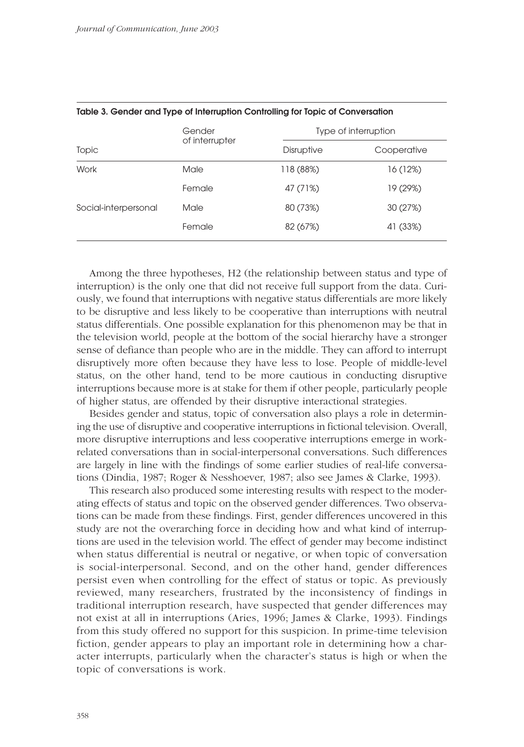**Table 3. Gender and Type of Interruption Controlling for Topic of Conversation**

| Topic | Gender of interrupter | Type of interruption | |
|---|---|---|---|
| | | Disruptive | Cooperative |
| Work | Male | 118 (88%) | 16 (12%) |
| | Female | 47 (71%) | 19 (29%) |
| Social-interpersonal | Male | 80 (73%) | 30 (27%) |
| | Female | 82 (67%) | 41 (33%) |

Among the three hypotheses, H2 (the relationship between status and type of interruption) is the only one that did not receive full support from the data. Curiously, we found that interruptions with negative status differentials are more likely to be disruptive and less likely to be cooperative than interruptions with neutral status differentials. One possible explanation for this phenomenon may be that in the television world, people at the bottom of the social hierarchy have a stronger sense of defiance than people who are in the middle. They can afford to interrupt disruptively more often because they have less to lose. People of middle-level status, on the other hand, tend to be more cautious in conducting disruptive interruptions because more is at stake for them if other people, particularly people of higher status, are offended by their disruptive interactional strategies.

Besides gender and status, topic of conversation also plays a role in determining the use of disruptive and cooperative interruptions in fictional television. Overall, more disruptive interruptions and less cooperative interruptions emerge in work-related conversations than in social-interpersonal conversations. Such differences are largely in line with the findings of some earlier studies of real-life conversations (Dindia, 1987; Roger & Nesshoever, 1987; also see James & Clarke, 1993).

This research also produced some interesting results with respect to the moderating effects of status and topic on the observed gender differences. Two observations can be made from these findings. First, gender differences uncovered in this study are not the overarching force in deciding how and what kind of interruptions are used in the television world. The effect of gender may become indistinct when status differential is neutral or negative, or when topic of conversation is social-interpersonal. Second, and on the other hand, gender differences persist even when controlling for the effect of status or topic. As previously reviewed, many researchers, frustrated by the inconsistency of findings in traditional interruption research, have suspected that gender differences may not exist at all in interruptions (Aries, 1996; James & Clarke, 1993). Findings from this study offered no support for this suspicion. In prime-time television fiction, gender appears to play an important role in determining how a character interrupts, particularly when the character's status is high or when the topic of conversations is work.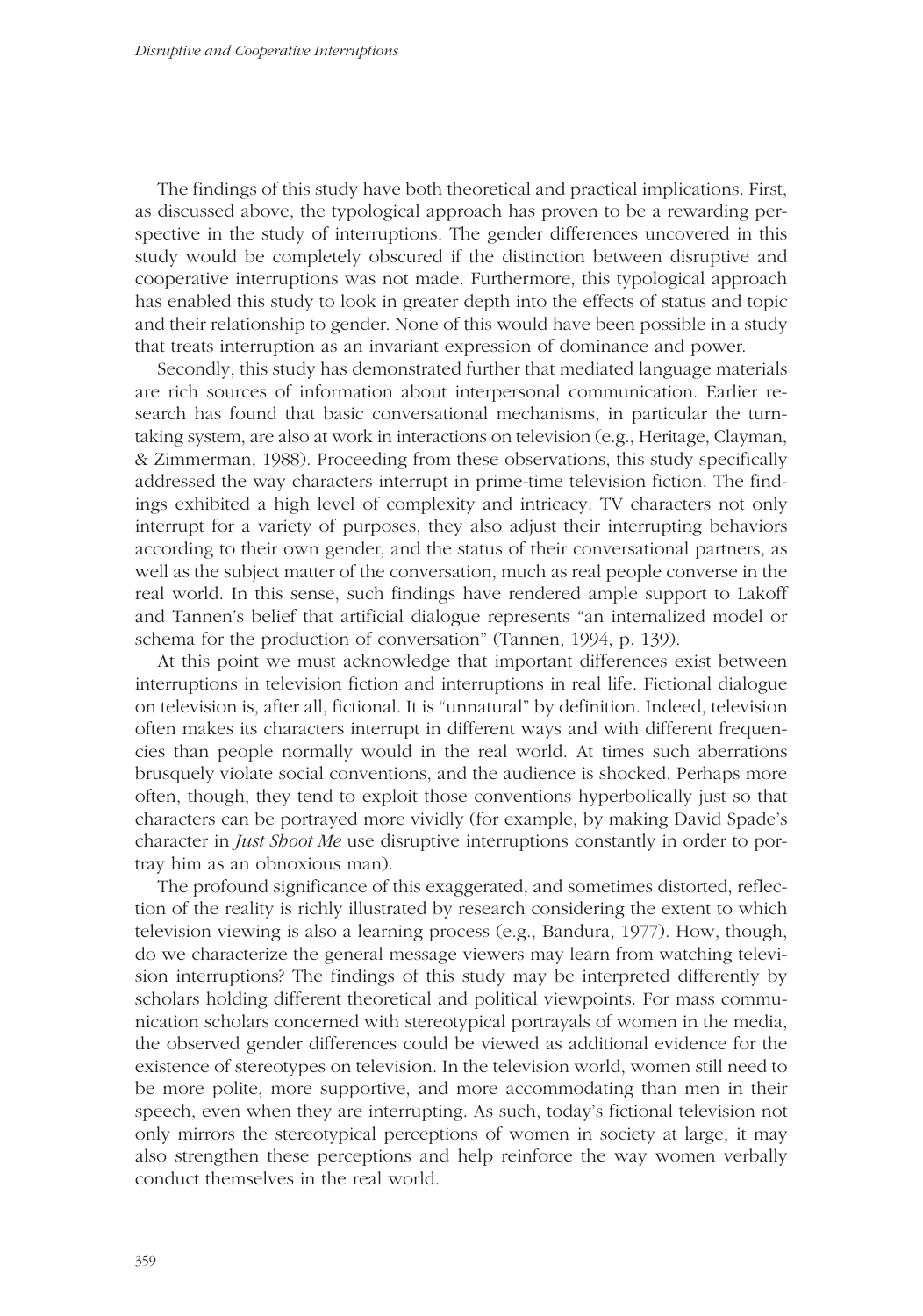The findings of this study have both theoretical and practical implications. First, as discussed above, the typological approach has proven to be a rewarding perspective in the study of interruptions. The gender differences uncovered in this study would be completely obscured if the distinction between disruptive and cooperative interruptions was not made. Furthermore, this typological approach has enabled this study to look in greater depth into the effects of status and topic and their relationship to gender. None of this would have been possible in a study that treats interruption as an invariant expression of dominance and power.

Secondly, this study has demonstrated further that mediated language materials are rich sources of information about interpersonal communication. Earlier research has found that basic conversational mechanisms, in particular the turn-taking system, are also at work in interactions on television (e.g., Heritage, Clayman, & Zimmerman, 1988). Proceeding from these observations, this study specifically addressed the way characters interrupt in prime-time television fiction. The findings exhibited a high level of complexity and intricacy. TV characters not only interrupt for a variety of purposes, they also adjust their interrupting behaviors according to their own gender, and the status of their conversational partners, as well as the subject matter of the conversation, much as real people converse in the real world. In this sense, such findings have rendered ample support to Lakoff and Tannen's belief that artificial dialogue represents "an internalized model or schema for the production of conversation" (Tannen, 1994, p. 139).

At this point we must acknowledge that important differences exist between interruptions in television fiction and interruptions in real life. Fictional dialogue on television is, after all, fictional. It is "unnatural" by definition. Indeed, television often makes its characters interrupt in different ways and with different frequencies than people normally would in the real world. At times such aberrations brusquely violate social conventions, and the audience is shocked. Perhaps more often, though, they tend to exploit those conventions hyperbolically just so that characters can be portrayed more vividly (for example, by making David Spade's character in *Just Shoot Me* use disruptive interruptions constantly in order to portray him as an obnoxious man).

The profound significance of this exaggerated, and sometimes distorted, reflection of the reality is richly illustrated by research considering the extent to which television viewing is also a learning process (e.g., Bandura, 1977). How, though, do we characterize the general message viewers may learn from watching television interruptions? The findings of this study may be interpreted differently by scholars holding different theoretical and political viewpoints. For mass communication scholars concerned with stereotypical portrayals of women in the media, the observed gender differences could be viewed as additional evidence for the existence of stereotypes on television. In the television world, women still need to be more polite, more supportive, and more accommodating than men in their speech, even when they are interrupting. As such, today's fictional television not only mirrors the stereotypical perceptions of women in society at large, it may also strengthen these perceptions and help reinforce the way women verbally conduct themselves in the real world.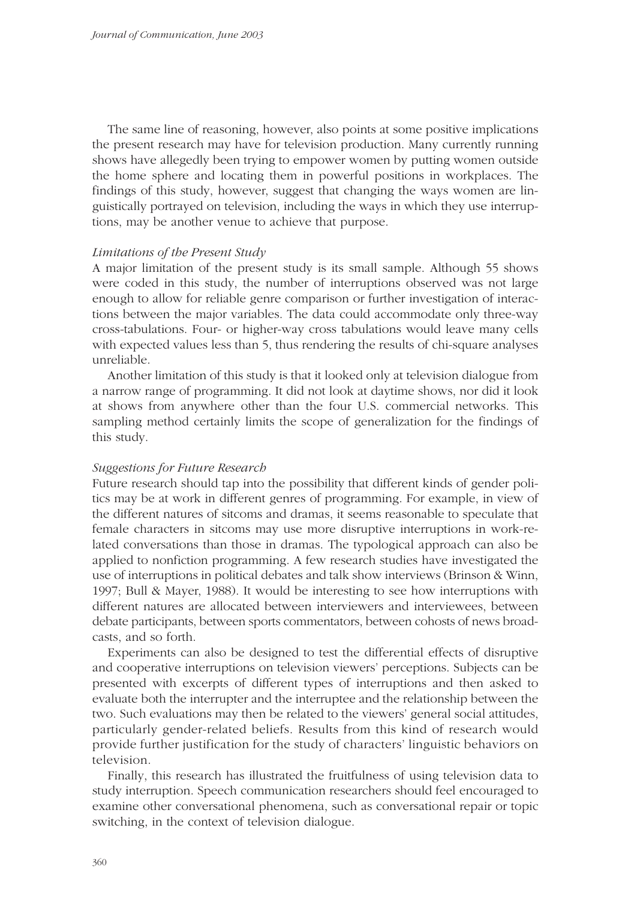The same line of reasoning, however, also points at some positive implications the present research may have for television production. Many currently running shows have allegedly been trying to empower women by putting women outside the home sphere and locating them in powerful positions in workplaces. The findings of this study, however, suggest that changing the ways women are linguistically portrayed on television, including the ways in which they use interruptions, may be another venue to achieve that purpose.

### *Limitations of the Present Study*

A major limitation of the present study is its small sample. Although 55 shows were coded in this study, the number of interruptions observed was not large enough to allow for reliable genre comparison or further investigation of interactions between the major variables. The data could accommodate only three-way cross-tabulations. Four- or higher-way cross tabulations would leave many cells with expected values less than 5, thus rendering the results of chi-square analyses unreliable.

Another limitation of this study is that it looked only at television dialogue from a narrow range of programming. It did not look at daytime shows, nor did it look at shows from anywhere other than the four U.S. commercial networks. This sampling method certainly limits the scope of generalization for the findings of this study.

### *Suggestions for Future Research*

Future research should tap into the possibility that different kinds of gender politics may be at work in different genres of programming. For example, in view of the different natures of sitcoms and dramas, it seems reasonable to speculate that female characters in sitcoms may use more disruptive interruptions in work-related conversations than those in dramas. The typological approach can also be applied to nonfiction programming. A few research studies have investigated the use of interruptions in political debates and talk show interviews (Brinson & Winn, 1997; Bull & Mayer, 1988). It would be interesting to see how interruptions with different natures are allocated between interviewers and interviewees, between debate participants, between sports commentators, between cohosts of news broadcasts, and so forth.

Experiments can also be designed to test the differential effects of disruptive and cooperative interruptions on television viewers' perceptions. Subjects can be presented with excerpts of different types of interruptions and then asked to evaluate both the interrupter and the interruptee and the relationship between the two. Such evaluations may then be related to the viewers' general social attitudes, particularly gender-related beliefs. Results from this kind of research would provide further justification for the study of characters' linguistic behaviors on television.

Finally, this research has illustrated the fruitfulness of using television data to study interruption. Speech communication researchers should feel encouraged to examine other conversational phenomena, such as conversational repair or topic switching, in the context of television dialogue.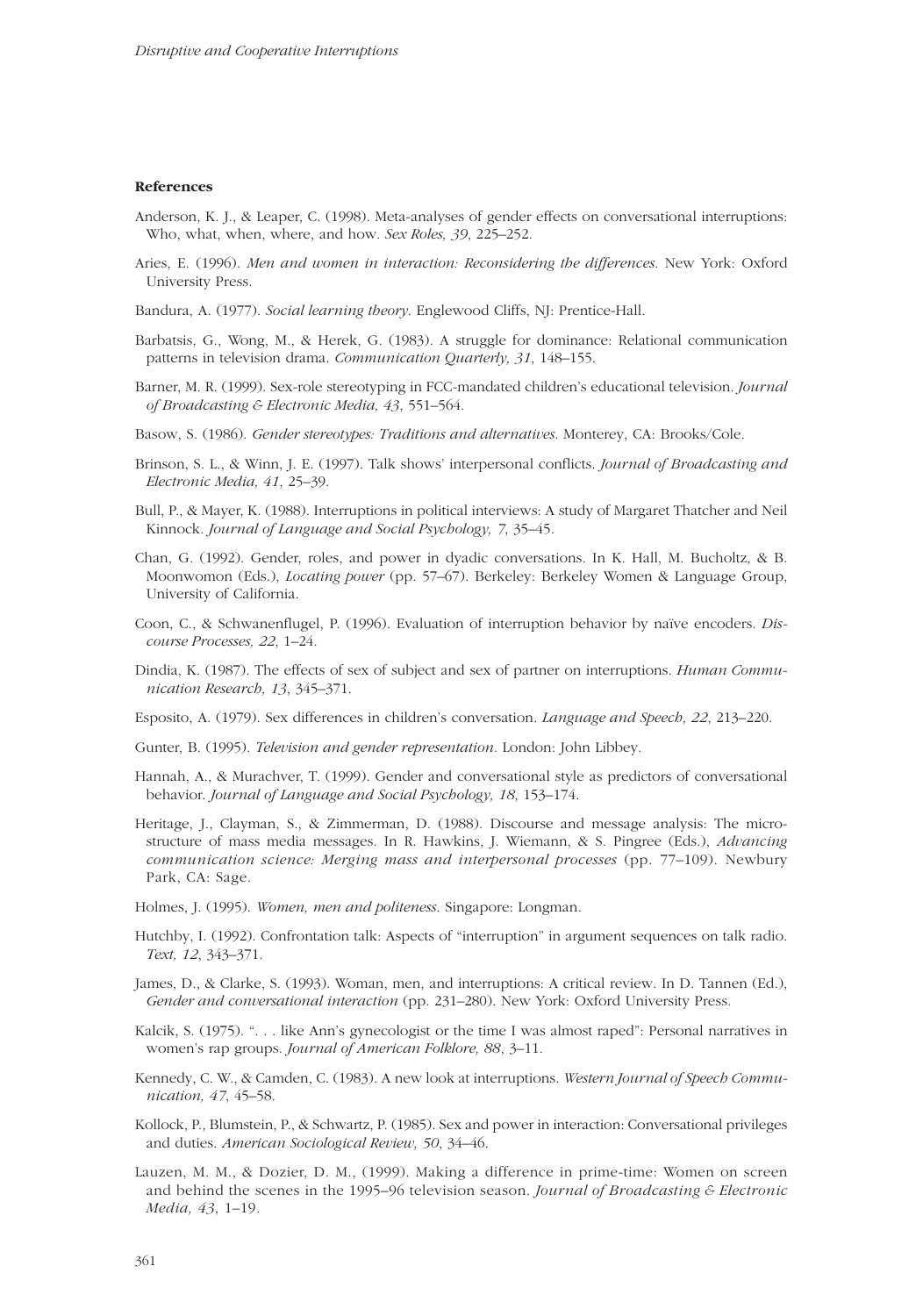#### References

Anderson, K. J., & Leaper, C. (1998). Meta-analyses of gender effects on conversational interruptions: Who, what, when, where, and how. *Sex Roles, 39*, 225–252.

Aries, E. (1996). *Men and women in interaction: Reconsidering the differences*. New York: Oxford University Press.

Bandura, A. (1977). *Social learning theory*. Englewood Cliffs, NJ: Prentice-Hall.

Barbatsis, G., Wong, M., & Herek, G. (1983). A struggle for dominance: Relational communication patterns in television drama. *Communication Quarterly, 31*, 148–155.

Barner, M. R. (1999). Sex-role stereotyping in FCC-mandated children's educational television. *Journal of Broadcasting & Electronic Media, 43*, 551–564.

Basow, S. (1986). *Gender stereotypes: Traditions and alternatives*. Monterey, CA: Brooks/Cole.

Brinson, S. L., & Winn, J. E. (1997). Talk shows' interpersonal conflicts. *Journal of Broadcasting and Electronic Media, 41*, 25–39.

Bull, P., & Mayer, K. (1988). Interruptions in political interviews: A study of Margaret Thatcher and Neil Kinnock. *Journal of Language and Social Psychology, 7*, 35–45.

Chan, G. (1992). Gender, roles, and power in dyadic conversations. In K. Hall, M. Bucholtz, & B. Moonwomon (Eds.), *Locating power* (pp. 57–67). Berkeley: Berkeley Women & Language Group, University of California.

Coon, C., & Schwanenflugel, P. (1996). Evaluation of interruption behavior by naïve encoders. *Discourse Processes, 22*, 1–24.

Dindia, K. (1987). The effects of sex of subject and sex of partner on interruptions. *Human Communication Research, 13*, 345–371.

Esposito, A. (1979). Sex differences in children's conversation. *Language and Speech, 22*, 213–220.

Gunter, B. (1995). *Television and gender representation*. London: John Libbey.

Hannah, A., & Murachver, T. (1999). Gender and conversational style as predictors of conversational behavior. *Journal of Language and Social Psychology, 18*, 153–174.

Heritage, J., Clayman, S., & Zimmerman, D. (1988). Discourse and message analysis: The micro-structure of mass media messages. In R. Hawkins, J. Wiemann, & S. Pingree (Eds.), *Advancing communication science: Merging mass and interpersonal processes* (pp. 77–109). Newbury Park, CA: Sage.

Holmes, J. (1995). *Women, men and politeness*. Singapore: Longman.

Hutchby, I. (1992). Confrontation talk: Aspects of "interruption" in argument sequences on talk radio. *Text, 12*, 343–371.

James, D., & Clarke, S. (1993). Woman, men, and interruptions: A critical review. In D. Tannen (Ed.), *Gender and conversational interaction* (pp. 231–280). New York: Oxford University Press.

Kalcik, S. (1975). ". . . like Ann's gynecologist or the time I was almost raped": Personal narratives in women's rap groups. *Journal of American Folklore, 88*, 3–11.

Kennedy, C. W., & Camden, C. (1983). A new look at interruptions. *Western Journal of Speech Communication, 47*, 45–58.

Kollock, P., Blumstein, P., & Schwartz, P. (1985). Sex and power in interaction: Conversational privileges and duties. *American Sociological Review, 50*, 34–46.

Lauzen, M. M., & Dozier, D. M., (1999). Making a difference in prime-time: Women on screen and behind the scenes in the 1995–96 television season. *Journal of Broadcasting & Electronic Media, 43*, 1–19.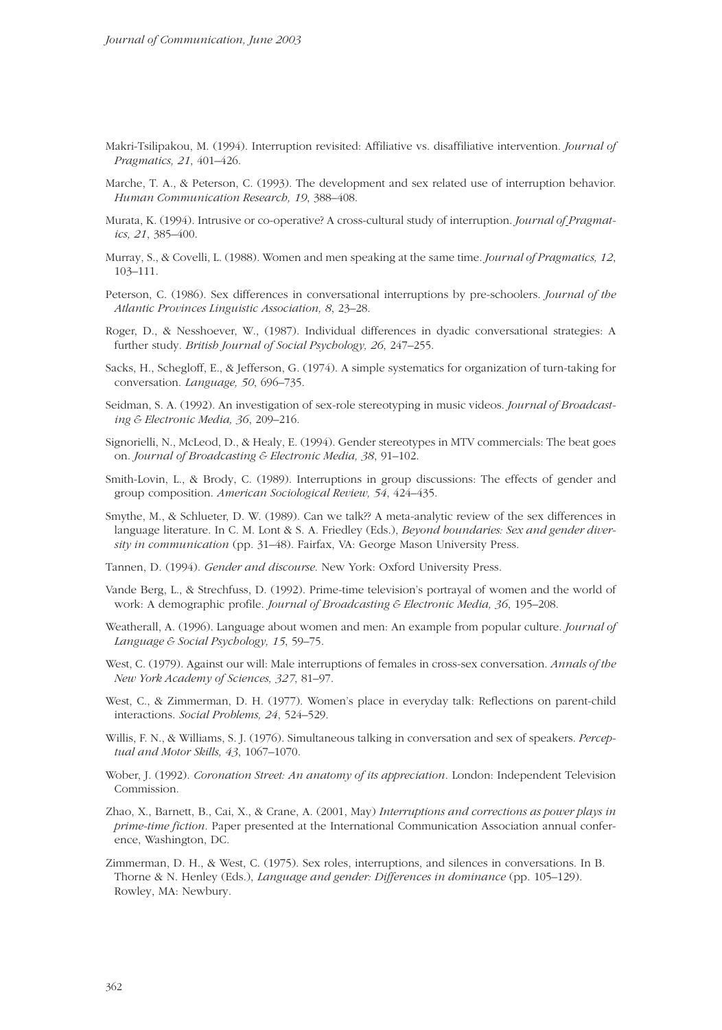Makri-Tsilipakou, M. (1994). Interruption revisited: Affiliative vs. disaffiliative intervention. *Journal of Pragmatics, 21*, 401–426.

Marche, T. A., & Peterson, C. (1993). The development and sex related use of interruption behavior. *Human Communication Research, 19*, 388–408.

Murata, K. (1994). Intrusive or co-operative? A cross-cultural study of interruption. *Journal of Pragmatics, 21*, 385–400.

Murray, S., & Covelli, L. (1988). Women and men speaking at the same time. *Journal of Pragmatics, 12*, 103–111.

Peterson, C. (1986). Sex differences in conversational interruptions by pre-schoolers. *Journal of the Atlantic Provinces Linguistic Association, 8*, 23–28.

Roger, D., & Nesshoever, W., (1987). Individual differences in dyadic conversational strategies: A further study. *British Journal of Social Psychology, 26*, 247–255.

Sacks, H., Schegloff, E., & Jefferson, G. (1974). A simple systematics for organization of turn-taking for conversation. *Language, 50*, 696–735.

Seidman, S. A. (1992). An investigation of sex-role stereotyping in music videos. *Journal of Broadcasting & Electronic Media, 36*, 209–216.

Signorielli, N., McLeod, D., & Healy, E. (1994). Gender stereotypes in MTV commercials: The beat goes on. *Journal of Broadcasting & Electronic Media, 38*, 91–102.

Smith-Lovin, L., & Brody, C. (1989). Interruptions in group discussions: The effects of gender and group composition. *American Sociological Review, 54*, 424–435.

Smythe, M., & Schlueter, D. W. (1989). Can we talk?? A meta-analytic review of the sex differences in language literature. In C. M. Lont & S. A. Friedley (Eds.), *Beyond boundaries: Sex and gender diversity in communication* (pp. 31–48). Fairfax, VA: George Mason University Press.

Tannen, D. (1994). *Gender and discourse*. New York: Oxford University Press.

Vande Berg, L., & Strechfuss, D. (1992). Prime-time television's portrayal of women and the world of work: A demographic profile. *Journal of Broadcasting & Electronic Media, 36*, 195–208.

Weatherall, A. (1996). Language about women and men: An example from popular culture. *Journal of Language & Social Psychology, 15*, 59–75.

West, C. (1979). Against our will: Male interruptions of females in cross-sex conversation. *Annals of the New York Academy of Sciences, 327*, 81–97.

West, C., & Zimmerman, D. H. (1977). Women's place in everyday talk: Reflections on parent-child interactions. *Social Problems, 24*, 524–529.

Willis, F. N., & Williams, S. J. (1976). Simultaneous talking in conversation and sex of speakers. *Perceptual and Motor Skills, 43*, 1067–1070.

Wober, J. (1992). *Coronation Street: An anatomy of its appreciation*. London: Independent Television Commission.

Zhao, X., Barnett, B., Cai, X., & Crane, A. (2001, May) *Interruptions and corrections as power plays in prime-time fiction*. Paper presented at the International Communication Association annual conference, Washington, DC.

Zimmerman, D. H., & West, C. (1975). Sex roles, interruptions, and silences in conversations. In B. Thorne & N. Henley (Eds.), *Language and gender: Differences in dominance* (pp. 105–129). Rowley, MA: Newbury.